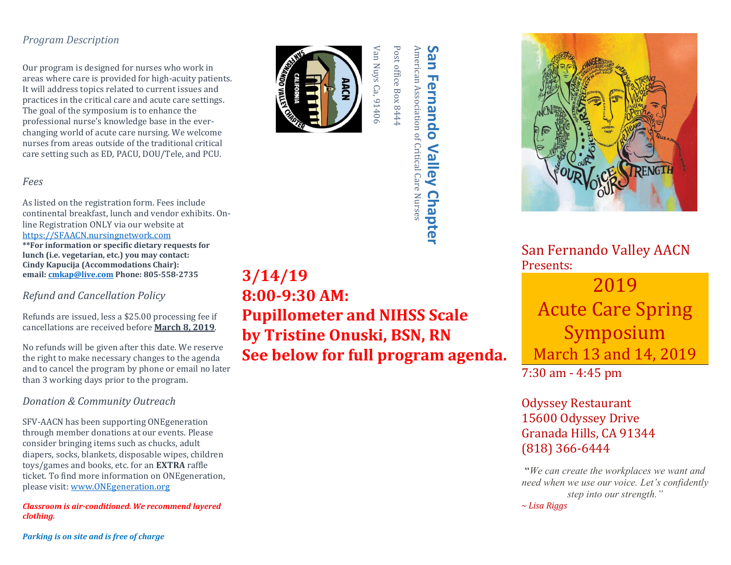*Program Description*

Our program is designed for nurses who work in areas where care is provided for high-acuity patients. It will address topics related to current issues and practices in the critical care and acute care settings. The goal of the symposium is to enhance the professional nurse's knowledge base in the ever-changing world of acute care nursing. We welcome nurses from areas outside of the traditional critical care setting such as ED, PACU, DOU/Tele, and PCU.

*Fees*

As listed on the registration form. Fees include continental breakfast, lunch and vendor exhibits. On-line Registration ONLY via our website at https://SFAACN.nursingnetwork.com

**\*\*For information or specific dietary requests for lunch (i.e. vegetarian, etc.) you may contact: Cindy Kapucija (Accommodations Chair): email: cmkap@live.com Phone: 805-558-2735**

*Refund and Cancellation Policy*

Refunds are issued, less a $25.00 processing fee if cancellations are received before **March 8, 2019**.

No refunds will be given after this date. We reserve the right to make necessary changes to the agenda and to cancel the program by phone or email no later than 3 working days prior to the program.

*Donation & Community Outreach*

SFV-AACN has been supporting ONEgeneration through member donations at our events. Please consider bringing items such as chucks, adult diapers, socks, blankets, disposable wipes, children toys/games and books, etc. for an **EXTRA** raffle ticket. To find more information on ONEgeneration, please visit: www.ONEgeneration.org

***Classroom is air-conditioned. We recommend layered clothing.***

***Parking is on site and is free of charge***

**San Fernando Valley Chapter**
American Association of Critical Care Nurses
Post office Box 8444
Van Nuys Ca, 91406

**3/14/19**
**8:00-9:30 AM:**
**Pupillometer and NIHSS Scale**
**by Tristine Onuski, BSN, RN**
**See below for full program agenda.**

San Fernando Valley AACN
Presents:

# 2019 Acute Care Spring Symposium
## March 13 and 14, 2019

7:30 am - 4:45 pm

Odyssey Restaurant
15600 Odyssey Drive
Granada Hills, CA 91344
(818) 366-6444

"*We can create the workplaces we want and need when we use our voice. Let's confidently step into our strength."*
*~ Lisa Riggs*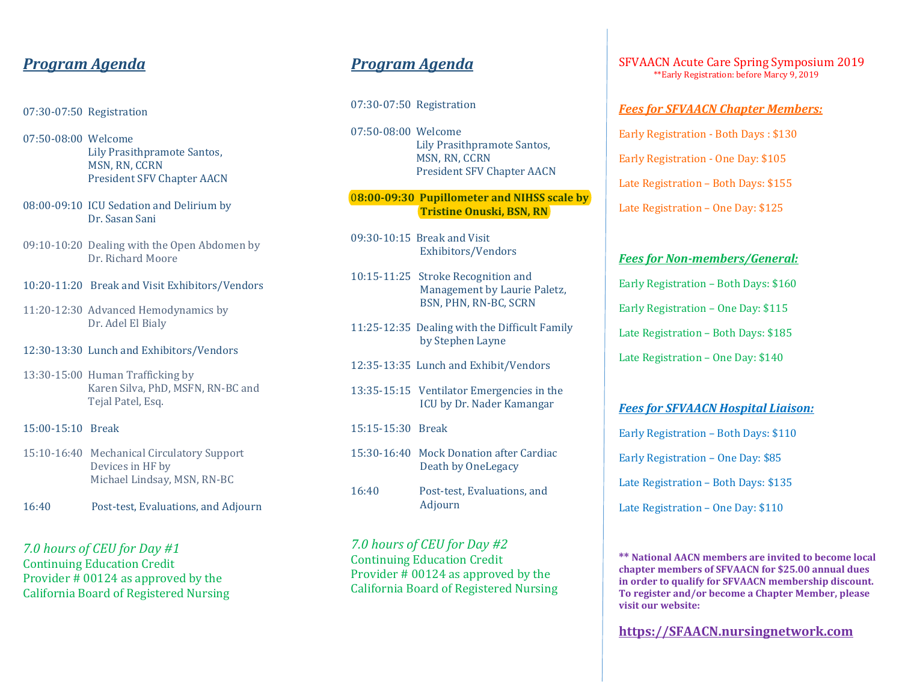## *Program Agenda*

07:30-07:50 Registration

07:50-08:00 Welcome
Lily Prasithpramote Santos,
MSN, RN, CCRN
President SFV Chapter AACN

08:00-09:10 ICU Sedation and Delirium by
Dr. Sasan Sani

09:10-10:20 Dealing with the Open Abdomen by
Dr. Richard Moore

10:20-11:20 Break and Visit Exhibitors/Vendors

11:20-12:30 Advanced Hemodynamics by
Dr. Adel El Bialy

12:30-13:30 Lunch and Exhibitors/Vendors

13:30-15:00 Human Trafficking by
Karen Silva, PhD, MSFN, RN-BC and
Tejal Patel, Esq.

15:00-15:10 Break

15:10-16:40 Mechanical Circulatory Support
Devices in HF by
Michael Lindsay, MSN, RN-BC

16:40 Post-test, Evaluations, and Adjourn

*7.0 hours of CEU for Day #1*
Continuing Education Credit
Provider # 00124 as approved by the
California Board of Registered Nursing

## *Program Agenda*

07:30-07:50 Registration

07:50-08:00 Welcome
Lily Prasithpramote Santos,
MSN, RN, CCRN
President SFV Chapter AACN

**08:00-09:30 Pupillometer and NIHSS scale by**
**Tristine Onuski, BSN, RN**

09:30-10:15 Break and Visit
Exhibitors/Vendors

10:15-11:25 Stroke Recognition and
Management by Laurie Paletz,
BSN, PHN, RN-BC, SCRN

11:25-12:35 Dealing with the Difficult Family
by Stephen Layne

12:35-13:35 Lunch and Exhibit/Vendors

13:35-15:15 Ventilator Emergencies in the
ICU by Dr. Nader Kamangar

15:15-15:30 Break

15:30-16:40 Mock Donation after Cardiac
Death by OneLegacy

16:40 Post-test, Evaluations, and
Adjourn

*7.0 hours of CEU for Day #2*
Continuing Education Credit
Provider # 00124 as approved by the
California Board of Registered Nursing

SFVAACN Acute Care Spring Symposium 2019
**Early Registration: before Marcy 9, 2019

***Fees for SFVAACN Chapter Members:***

Early Registration - Both Days : $130

Early Registration - One Day: $105

Late Registration – Both Days: $155

Late Registration – One Day: $125

***Fees for Non-members/General:***

Early Registration – Both Days: $160

Early Registration – One Day: $115

Late Registration – Both Days: $185

Late Registration – One Day: $140

***Fees for SFVAACN Hospital Liaison:***

Early Registration – Both Days: $110

Early Registration – One Day: $85

Late Registration – Both Days: $135

Late Registration – One Day: $110

**** National AACN members are invited to become local chapter members of SFVAACN for $25.00 annual dues in order to qualify for SFVAACN membership discount. To register and/or become a Chapter Member, please visit our website:**

**https://SFAACN.nursingnetwork.com**